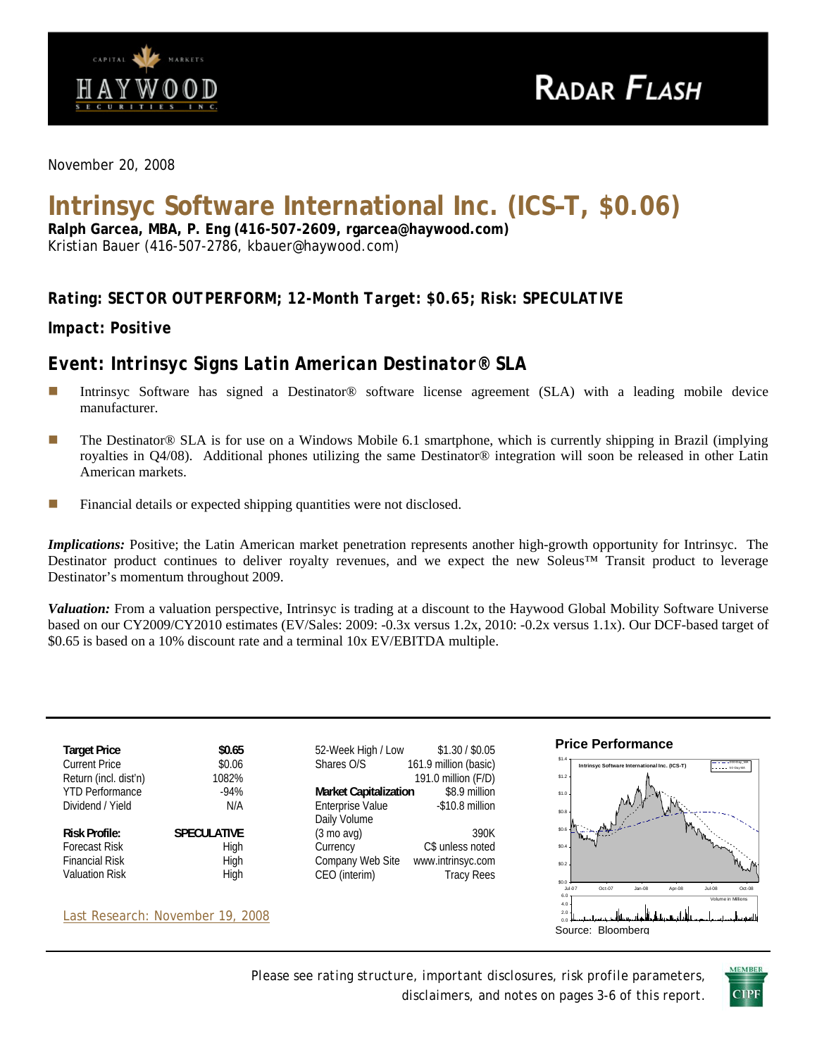November 20, 2008

# Intrinsyc Software International Inc. (ICS–T, $0.06)

**Ralph Garcea, MBA, P. Eng (416-507-2609, rgarcea@haywood.com)**
Kristian Bauer (416-507-2786, kbauer@haywood.com)

**_Rating: SECTOR OUTPERFORM; 12-Month Target: $0.65; Risk: SPECULATIVE_**

**_Impact: Positive_**

## Event: Intrinsyc Signs Latin American Destinator® SLA

- Intrinsyc Software has signed a Destinator® software license agreement (SLA) with a leading mobile device manufacturer.
- The Destinator® SLA is for use on a Windows Mobile 6.1 smartphone, which is currently shipping in Brazil (implying royalties in Q4/08). Additional phones utilizing the same Destinator® integration will soon be released in other Latin American markets.
- Financial details or expected shipping quantities were not disclosed.

***Implications:*** Positive; the Latin American market penetration represents another high-growth opportunity for Intrinsyc. The Destinator product continues to deliver royalty revenues, and we expect the new Soleus™ Transit product to leverage Destinator's momentum throughout 2009.

***Valuation:*** From a valuation perspective, Intrinsyc is trading at a discount to the Haywood Global Mobility Software Universe based on our CY2009/CY2010 estimates (EV/Sales: 2009: -0.3x versus 1.2x, 2010: -0.2x versus 1.1x). Our DCF-based target of $0.65 is based on a 10% discount rate and a terminal 10x EV/EBITDA multiple.

| | |
|---|---|
| **Target Price** | **$0.65** |
| Current Price | $0.06 |
| Return (incl. dist'n) | 1082% |
| YTD Performance | -94% |
| Dividend / Yield | N/A |
| **Risk Profile:** | **SPECULATIVE** |
| Forecast Risk | High |
| Financial Risk | High |
| Valuation Risk | High |

| | |
|---|---|
| 52-Week High / Low | $1.30 / $0.05 |
| Shares O/S | 161.9 million (basic) |
| | 191.0 million (F/D) |
| **Market Capitalization** | $8.9 million |
| Enterprise Value | -$10.8 million |
| Daily Volume (3 mo avg) | 390K |
| Currency | C$ unless noted |
| Company Web Site | www.intrinsyc.com |
| CEO (interim) | Tracy Rees |

Last Research: November 19, 2008

**Price Performance**

Source: Bloomberg

Please see rating structure, important disclosures, risk profile parameters, disclaimers, and notes on pages 3-6 of this report.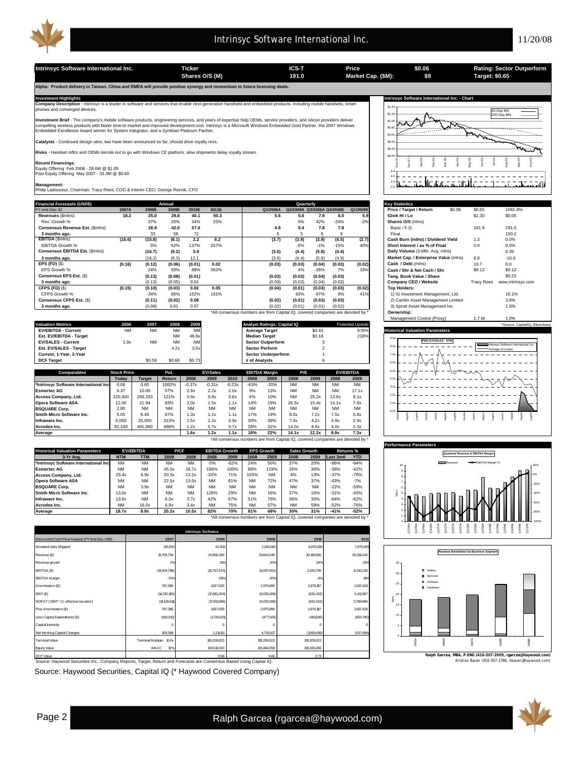| Intrinsyc Software International Inc. | Ticker | ICS-T | Price | $0.06 | Rating: Sector Outperform |
|---|---|---|---|---|---|
| | Shares O/S (M) | 191.0 | Market Cap. ($M): | $9 | Target: $0.65 |

**Alpha: Product delivery in Taiwan, China and EMEA will provide positive synergy and momentum to future licensing deals.**

### Investment Highlights

**Company Description** - Intrinsyc is a leader in software and services that enable next-generation handheld and embedded products, including mobile handsets, smart phones and converged devices.

**Investment Brief** - The company's mobile software products, engineering services, and years of expertise help OEMs, service providers, and silicon providers deliver compelling wireless products with faster time-to-market and improved development cost. Intrinsyc is a Microsoft Windows Embedded Gold Partner, the 2007 Windows Embedded Excellence Award winner for System Integrator, and a Symbian Platinum Partner.

**Catalysts** - Continued design wins, two have been announced so far, should drive royalty revs.

**Risks** - Handset mftrs and OEMs decide not to go with Windows CE platform; slow shipments delay royalty stream.

**Recent Financings**:
Equity Offering Feb 2008 - 28.6M @ $1.05
Past Equity Offering May 2007 - 33.3M @ $0.60

**Management**:
Philip Ladouceur, Chairman; Tracy Rees, COO & Interim CEO; George Reznik, CFO

### Financial Forecasts (USD$)

| FY-end Dec-31 | 2007A | 2008E | 2009E | 2010E | 2011E | Q1/2008A | Q2/2008A | Q3/2008A | Q4/2008E | Q1/2009E |
|---|---|---|---|---|---|---|---|---|---|---|
| **Revenues** ($mlns) | 18.2 | 25.0 | 29.8 | 40.1 | 50.3 | 5.6 | 5.6 | 7.9 | 6.0 | 5.9 |
| Rev. Growth % | | 37% | 20% | 34% | 25% | | 0% | 42% | -24% | -2% |
| **Consensus Revenue Est.** ($mlns) | | 26.9 | 42.0 | 57.4 | | 4.9 | 5.4 | 7.8 | 7.8 | |
| **3 months ago.** | | 33 | 56 | 72 | | 5 | 5 | 8 | 9 | |
| **EBITDA** ($mlns) | (16.6) | (15.8) | (6.1) | 2.2 | 8.2 | (3.7) | (3.9) | (3.9) | (4.5) | (2.7) |
| EBITDA Growth % | | 5% | 62% | 137% | 267% | | -5% | -1% | -15% | 40% |
| **Consensus EBITDA Est.** ($mlns) | | (16.7) | (9.2) | 3.9 | | (3.6) | (4.4) | (5.8) | (4.4) | |
| **3 months ago.** | | (16.2) | (6.3) | 12.1 | | (3.6) | (4.4) | (5.9) | (4.9) | |
| **EPS (FD)** ($) | (0.16) | (0.12) | (0.06) | (0.01) | 0.02 | (0.03) | (0.03) | (0.04) | (0.03) | (0.02) |
| EPS Growth % | | 24% | 50% | 88% | 362% | | 4% | -26% | 7% | 33% |
| **Consensus EPS Est.** ($) | | (0.13) | (0.08) | (0.01) | | (0.03) | (0.03) | (0.04) | (0.03) | |
| **3 months ago.** | | (0.13) | (0.05) | 0.01 | | (0.03) | (0.03) | (0.04) | (0.03) | |
| **CFPS (FD)** ($) | (0.15) | (0.10) | (0.03) | 0.02 | 0.05 | (0.04) | (0.01) | (0.03) | (0.03) | (0.02) |
| CFPS Growth % | | -34% | 66% | 152% | 161% | | 60% | -97% | 9% | 41% |
| **Consensus CFPS Est.** ($) | | (0.11) | (0.02) | 0.08 | | (0.02) | (0.01) | (0.03) | (0.03) | |
| **3 months ago.** | | (0.08) | 0.01 | 0.07 | | (0.02) | (0.01) | (0.01) | (0.02) | |

*All consensus numbers are from Capital IQ, covered companies are denoted by *

### Key Statistics

| | | | |
|---|---|---|---|
| Price / Target / Return | $0.06 | $0.65 | 1081.8% |
| 52wk Hi / Lo | | $1.30 | $0.05 |
| Shares O/S (mlns) | | | |
| Basic / F.D. | | 161.9 | 191.0 |
| Float | | | 150.2 |
| Cash Burn (mths) / Dividend Yield | | 1.3 | 0.0% |
| Short Interest / as % of Float | | 0.0 | 0.0% |
| Daily Volume (3-Mth. Avg. mlns) | | | 0.39 |
| Market Cap. / Enterprise Value (mlns) | | 8.9 | -10.8 |
| Cash / Debt (mlns) | | 19.7 | 0.0 |
| Cash / Shr & Net Cash / Shr | | $0.12 | $0.12 |
| Tang. Book Value / Share | | | $0.23 |
| Company CEO / Website | | Tracy Rees | www.intrinsyc.com |
| **Top Holders:** | | | |
| 1) IG Investment Management, Ltd. | | | 10.1% |
| 2) Camlin Asset Management Limited | | | 3.9% |
| 3) Sprott Asset Management Inc. | | | 1.8% |
| **Ownership:** | | | |
| Management Control (Proxy) | | 1.7 M | 1.0% |

*Source: CapitalIQ, Bloomberg

### Valuation Metrics

| Valuation Metrics | 2006 | 2007 | 2008 | 2009 |
|---|---|---|---|---|
| EV/EBITDA - Current | NM | NM | NM | NM |
| Est. EV/EBITDA - Target | | | NM | 46.6x |
| EV/SALES - Current | 1.9x | NM | NM | NM |
| Est. EV/SALES - Target | | | 4.2x | 3.5x |
| Current, 1-Year, 2-Year | | | | |
| DCF Target | | $0.58 | $0.66 | $0.73 |

| Analyst Ratings: Capital IQ | | Potential Upside |
|---|---|---|
| Average Target | $0.43 | 678% |
| Median Target | $0.18 | 218% |
| Sector Outperform | 3 | |
| Sector Perform | 2 | |
| Sector Underperform | 1 | |
| # of Analysts | 6 | |

### Comparables

| Comparables | Stock Price Today | Target | Pot. Return | EV/Sales 2008 | EV/Sales 2009 | EV/Sales 2010 | EBITDA Margin 2008 | EBITDA Margin 2009 | P/E 2008 | P/E 2009 | EV/EBITDA 2008 | EV/EBITDA 2009 |
|---|---|---|---|---|---|---|---|---|---|---|---|---|
| *Intrinsyc Software International Inc | 0.06 | 0.65 | 1082% | -0.37x | -0.31x | -0.23x | -63% | -20% | NM | NM | NM | NM |
| Esmertec AG | 6.37 | 10.00 | 57% | 2.9x | 2.2x | 2.0x | 9% | 13% | NM | NM | NM | 17.1x |
| Access Company, Ltd. | 120,400 | 266,333 | 121% | 0.9x | 0.8x | 0.6x | 6% | 10% | NM | 25.2x | 13.8x | 8.1x |
| Opera Software ASA | 12.00 | 21.94 | 83% | 2.0x | 1.5x | 1.1x | 14% | 19% | 26.5x | 15.4x | 14.1x | 7.8x |
| BSQUARE Corp. | 2.80 | NM | NM | NM | NM | NM | NM | NM | NM | NM | NM | NM |
| Smith Micro Software Inc. | 5.05 | 8.44 | 67% | 1.3x | 1.1x | 1.1x | 17% | 19% | 8.3x | 7.2x | 7.5x | 5.8x |
| Infraware Inc. | 6,050 | 25,000 | 313% | 1.5x | 1.2x | 0.9x | 30% | 39% | 7.4x | 4.2x | 4.9x | 2.9x |
| Acrodea Inc. | 82,100 | 491,000 | 498% | 1.2x | 0.7x | 0.7x | 28% | 31% | 14.0x | 8.9x | 4.0x | 2.3x |
| **Average** | | | | 1.6x | 1.2x | 1.1x | 18% | 22% | 14.1x | 12.2x | 8.9x | 7.3x |

*All consensus numbers are from Capital IQ, covered companies are denoted by *

### Historical Valuation Parameters

| 3-Yr Avg. | EV/EBITDA NTM | EV/EBITDA TTM | P/CF 2008 | P/CF 2009 | EBITDA Growth 2008 | EBITDA Growth 2009 | EPS Growth 2008 | EPS Growth 2009 | Sales Growth 2008 | Sales Growth 2009 | Returns % Last 3mtl | Returns % YTD |
|---|---|---|---|---|---|---|---|---|---|---|---|---|
| *Intrinsyc Software International Inc | NM | NM | NM | NM | -5% | -62% | 24% | 50% | 37% | 20% | -86% | -94% |
| Esmertec AG | NM | NM | 45.5x | 18.7x | 189% | 100% | 89% | 119% | 26% | 30% | -36% | -42% |
| Access Company, Ltd. | 29.4x | 6.9x | 20.3x | 13.2x | -32% | 71% | 103% | NM | 4% | 13% | -37% | -76% |
| Opera Software ASA | NM | NM | 22.5x | 13.5x | NM | 81% | NM | 72% | 47% | 37% | -43% | -7% |
| BSQUARE Corp. | NM | 3.9x | NM | NM | NM | NM | NM | NM | NM | NM | -22% | -59% |
| Smith Micro Software Inc. | 13.0x | NM | NM | NM | 128% | 29% | NM | 16% | 37% | 16% | -31% | -40% |
| Infraware Inc. | 13.6x | NM | 6.0x | 3.7x | 42% | 67% | 51% | 76% | 36% | 30% | -64% | -62% |
| Acrodea Inc. | NM | 16.0x | 6.8x | 3.4x | NM | 75% | NM | 57% | NM | 59% | -52% | -76% |
| **Average** | 18.7x | 8.9x | 20.2x | 10.5x | 82% | 70% | 81% | 68% | 30% | 31% | -41% | -52% |

*All consensus numbers are from Capital IQ, covered companies are denoted by *

### Intrinsyc Software

| Discounted Cash Flow Analysis (FY-End Dec, US$) | 2007 | 2008 | 2009 | 2010 | 2011 |
|---|---|---|---|---|---|
| Modeled Units Shipped | 125,000 | 62,500 | 2,000,000 | 4,875,000 | 7,875,000 |
| Revenue ($) | 18,705,794 | 24,966,330 | 29,844,040 | 40,136,556 | 50,316,242 |
| Revenue growth | 2% | 33% | 20% | 34% | 25% |
| EBITDA ($) | (13,434,798) | (15,757,574) | (6,057,602) | 2,243,785 | 8,230,235 |
| EBITDA Margin | -70% | -63% | -20% | 6% | 16% |
| Amortization ($) | 797,385 | 1,927,630 | 2,975,896 | 2,876,187 | 2,817,428 |
| EBIT ($) | (14,232,183) | (17,685,204) | (9,033,499) | (632,402) | 5,412,807 |
| NOPAT [ EBIT * (1- effective tax rate) ] | (14,513,611) | (17,931,596) | (9,033,499) | (632,402) | 3,788,965 |
| Plus Amortization ($) | 797,385 | 1,927,630 | 2,975,896 | 2,876,187 | 2,817,428 |
| Less Capital Expenditures ($) | (562,912) | (1,726,021) | (477,505) | (481,639) | (603,795) |
| Capital Intensity | 0 | 0 | 0 | 0 | 0 |
| Net Working Capital Changes | 303,368 | 2,211,151 | 4,735,617 | (1,569,439) | (537,694) |
| Terminal Value | Terminal Multiple 10.0x | 135,209,022 | 135,209,022 | 135,209,022 | |
| Equity Value | WACC 10% | 104,510,030 | 125,864,058 | 139,349,286 | |
| DCF Value | | 0.58 | 0.66 | 0.73 | |

Source: Haywood Securities Inc., Company Reports, Target, Return and Forecasts are Consensus Based Using Capital IQ.

Ralph Garcea, MBA, P.ENG (416-507-2609, rgarcea@haywood.com)
Kristian Bauer (416-507-2786, kbauer@haywood.com)

Source: Haywood Securities, Capital IQ (* Haywood Covered Company)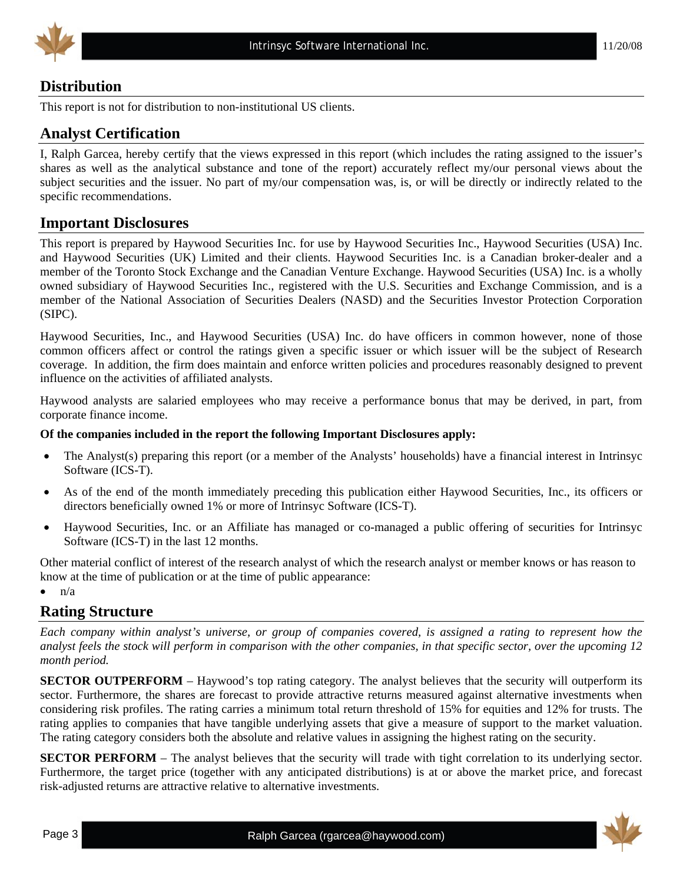## Distribution

This report is not for distribution to non-institutional US clients.

## Analyst Certification

I, Ralph Garcea, hereby certify that the views expressed in this report (which includes the rating assigned to the issuer's shares as well as the analytical substance and tone of the report) accurately reflect my/our personal views about the subject securities and the issuer. No part of my/our compensation was, is, or will be directly or indirectly related to the specific recommendations.

## Important Disclosures

This report is prepared by Haywood Securities Inc. for use by Haywood Securities Inc., Haywood Securities (USA) Inc. and Haywood Securities (UK) Limited and their clients. Haywood Securities Inc. is a Canadian broker-dealer and a member of the Toronto Stock Exchange and the Canadian Venture Exchange. Haywood Securities (USA) Inc. is a wholly owned subsidiary of Haywood Securities Inc., registered with the U.S. Securities and Exchange Commission, and is a member of the National Association of Securities Dealers (NASD) and the Securities Investor Protection Corporation (SIPC).

Haywood Securities, Inc., and Haywood Securities (USA) Inc. do have officers in common however, none of those common officers affect or control the ratings given a specific issuer or which issuer will be the subject of Research coverage. In addition, the firm does maintain and enforce written policies and procedures reasonably designed to prevent influence on the activities of affiliated analysts.

Haywood analysts are salaried employees who may receive a performance bonus that may be derived, in part, from corporate finance income.

**Of the companies included in the report the following Important Disclosures apply:**

- The Analyst(s) preparing this report (or a member of the Analysts' households) have a financial interest in Intrinsyc Software (ICS-T).
- As of the end of the month immediately preceding this publication either Haywood Securities, Inc., its officers or directors beneficially owned 1% or more of Intrinsyc Software (ICS-T).
- Haywood Securities, Inc. or an Affiliate has managed or co-managed a public offering of securities for Intrinsyc Software (ICS-T) in the last 12 months.

Other material conflict of interest of the research analyst of which the research analyst or member knows or has reason to know at the time of publication or at the time of public appearance:

- n/a

## Rating Structure

*Each company within analyst's universe, or group of companies covered, is assigned a rating to represent how the analyst feels the stock will perform in comparison with the other companies, in that specific sector, over the upcoming 12 month period.*

**SECTOR OUTPERFORM** – Haywood's top rating category. The analyst believes that the security will outperform its sector. Furthermore, the shares are forecast to provide attractive returns measured against alternative investments when considering risk profiles. The rating carries a minimum total return threshold of 15% for equities and 12% for trusts. The rating applies to companies that have tangible underlying assets that give a measure of support to the market valuation. The rating category considers both the absolute and relative values in assigning the highest rating on the security.

**SECTOR PERFORM** – The analyst believes that the security will trade with tight correlation to its underlying sector. Furthermore, the target price (together with any anticipated distributions) is at or above the market price, and forecast risk-adjusted returns are attractive relative to alternative investments.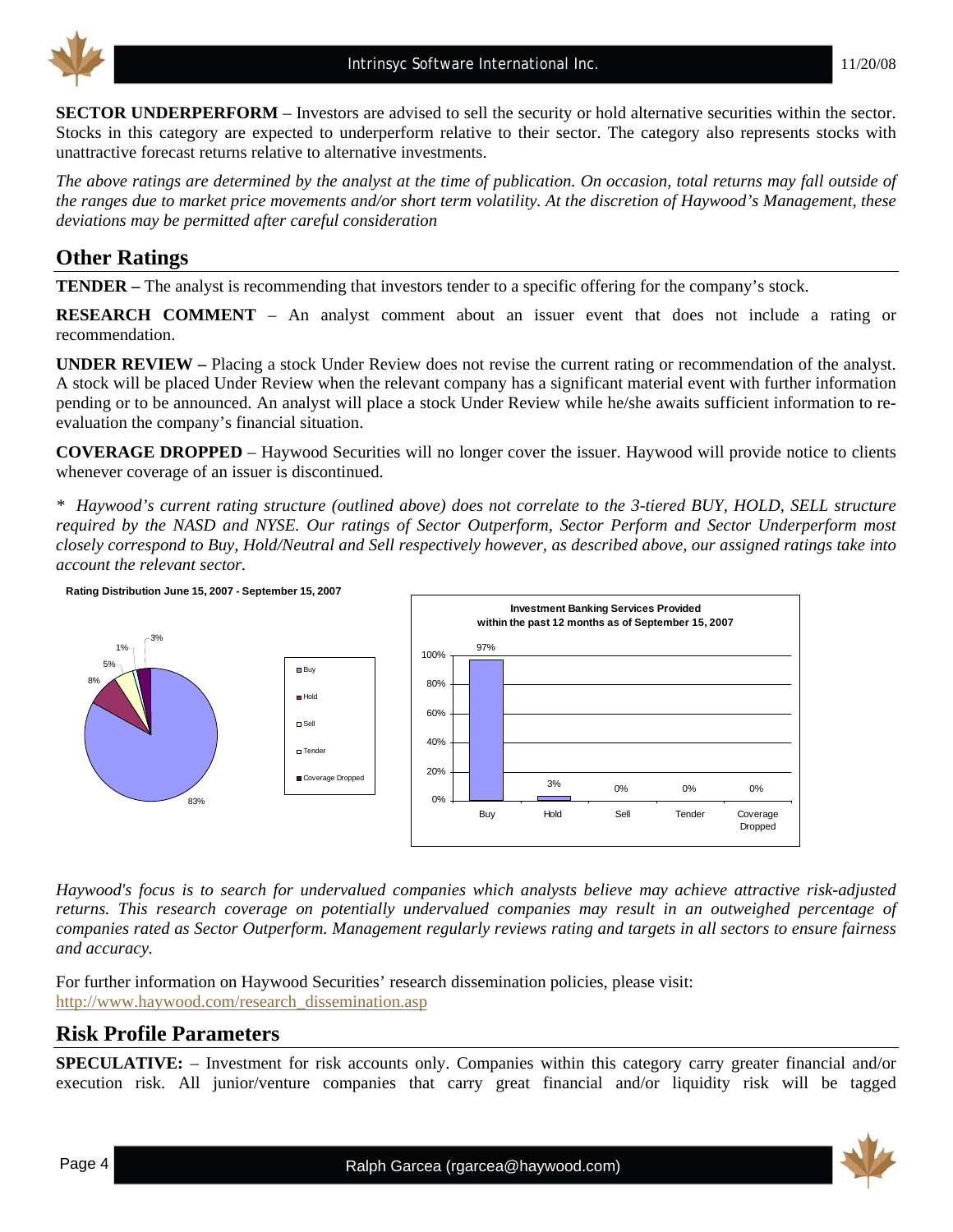**SECTOR UNDERPERFORM** – Investors are advised to sell the security or hold alternative securities within the sector. Stocks in this category are expected to underperform relative to their sector. The category also represents stocks with unattractive forecast returns relative to alternative investments.

*The above ratings are determined by the analyst at the time of publication. On occasion, total returns may fall outside of the ranges due to market price movements and/or short term volatility. At the discretion of Haywood's Management, these deviations may be permitted after careful consideration*

## Other Ratings

**TENDER –** The analyst is recommending that investors tender to a specific offering for the company's stock.

**RESEARCH COMMENT** – An analyst comment about an issuer event that does not include a rating or recommendation.

**UNDER REVIEW –** Placing a stock Under Review does not revise the current rating or recommendation of the analyst. A stock will be placed Under Review when the relevant company has a significant material event with further information pending or to be announced. An analyst will place a stock Under Review while he/she awaits sufficient information to re-evaluation the company's financial situation.

**COVERAGE DROPPED** – Haywood Securities will no longer cover the issuer. Haywood will provide notice to clients whenever coverage of an issuer is discontinued.

*\* Haywood's current rating structure (outlined above) does not correlate to the 3-tiered BUY, HOLD, SELL structure required by the NASD and NYSE. Our ratings of Sector Outperform, Sector Perform and Sector Underperform most closely correspond to Buy, Hold/Neutral and Sell respectively however, as described above, our assigned ratings take into account the relevant sector.*

**Rating Distribution June 15, 2007 - September 15, 2007**

| Rating | Distribution |
|---|---|
| Buy | 83% |
| Hold | 8% |
| Sell | 5% |
| Tender | 1% |
| Coverage Dropped | 3% |

**Investment Banking Services Provided within the past 12 months as of September 15, 2007**

| Buy | Hold | Sell | Tender | Coverage Dropped |
|---|---|---|---|---|
| 97% | 3% | 0% | 0% | 0% |

*Haywood's focus is to search for undervalued companies which analysts believe may achieve attractive risk-adjusted returns. This research coverage on potentially undervalued companies may result in an outweighed percentage of companies rated as Sector Outperform. Management regularly reviews rating and targets in all sectors to ensure fairness and accuracy.*

For further information on Haywood Securities' research dissemination policies, please visit:
http://www.haywood.com/research_dissemination.asp

## Risk Profile Parameters

**SPECULATIVE:** – Investment for risk accounts only. Companies within this category carry greater financial and/or execution risk. All junior/venture companies that carry great financial and/or liquidity risk will be tagged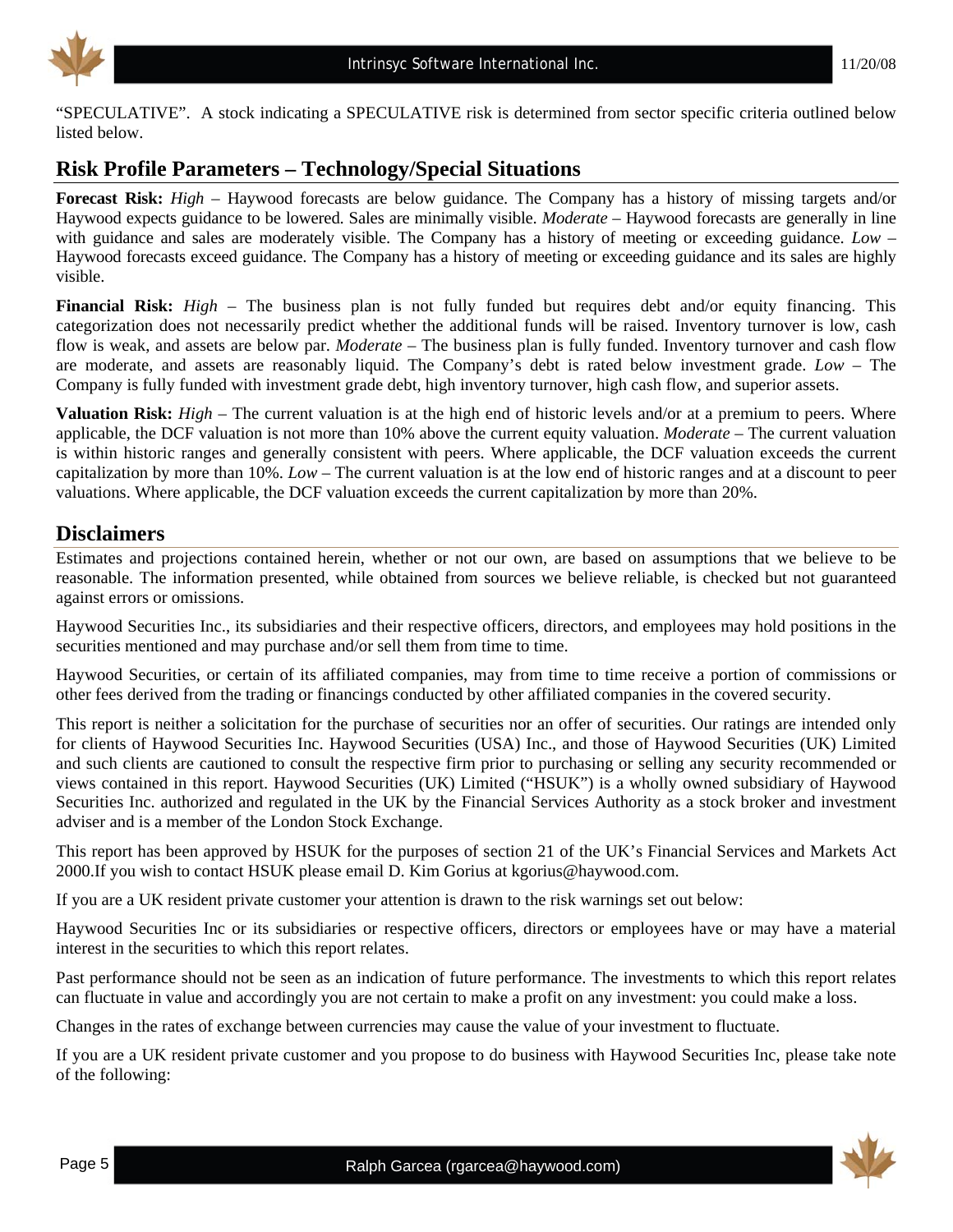"SPECULATIVE". A stock indicating a SPECULATIVE risk is determined from sector specific criteria outlined below listed below.

## Risk Profile Parameters – Technology/Special Situations

**Forecast Risk:** *High* – Haywood forecasts are below guidance. The Company has a history of missing targets and/or Haywood expects guidance to be lowered. Sales are minimally visible. *Moderate* – Haywood forecasts are generally in line with guidance and sales are moderately visible. The Company has a history of meeting or exceeding guidance. *Low* – Haywood forecasts exceed guidance. The Company has a history of meeting or exceeding guidance and its sales are highly visible.

**Financial Risk:** *High* – The business plan is not fully funded but requires debt and/or equity financing. This categorization does not necessarily predict whether the additional funds will be raised. Inventory turnover is low, cash flow is weak, and assets are below par. *Moderate* – The business plan is fully funded. Inventory turnover and cash flow are moderate, and assets are reasonably liquid. The Company's debt is rated below investment grade. *Low* – The Company is fully funded with investment grade debt, high inventory turnover, high cash flow, and superior assets.

**Valuation Risk:** *High* – The current valuation is at the high end of historic levels and/or at a premium to peers. Where applicable, the DCF valuation is not more than 10% above the current equity valuation. *Moderate* – The current valuation is within historic ranges and generally consistent with peers. Where applicable, the DCF valuation exceeds the current capitalization by more than 10%. *Low* – The current valuation is at the low end of historic ranges and at a discount to peer valuations. Where applicable, the DCF valuation exceeds the current capitalization by more than 20%.

## Disclaimers

Estimates and projections contained herein, whether or not our own, are based on assumptions that we believe to be reasonable. The information presented, while obtained from sources we believe reliable, is checked but not guaranteed against errors or omissions.

Haywood Securities Inc., its subsidiaries and their respective officers, directors, and employees may hold positions in the securities mentioned and may purchase and/or sell them from time to time.

Haywood Securities, or certain of its affiliated companies, may from time to time receive a portion of commissions or other fees derived from the trading or financings conducted by other affiliated companies in the covered security.

This report is neither a solicitation for the purchase of securities nor an offer of securities. Our ratings are intended only for clients of Haywood Securities Inc. Haywood Securities (USA) Inc., and those of Haywood Securities (UK) Limited and such clients are cautioned to consult the respective firm prior to purchasing or selling any security recommended or views contained in this report. Haywood Securities (UK) Limited ("HSUK") is a wholly owned subsidiary of Haywood Securities Inc. authorized and regulated in the UK by the Financial Services Authority as a stock broker and investment adviser and is a member of the London Stock Exchange.

This report has been approved by HSUK for the purposes of section 21 of the UK's Financial Services and Markets Act 2000.If you wish to contact HSUK please email D. Kim Gorius at kgorius@haywood.com.

If you are a UK resident private customer your attention is drawn to the risk warnings set out below:

Haywood Securities Inc or its subsidiaries or respective officers, directors or employees have or may have a material interest in the securities to which this report relates.

Past performance should not be seen as an indication of future performance. The investments to which this report relates can fluctuate in value and accordingly you are not certain to make a profit on any investment: you could make a loss.

Changes in the rates of exchange between currencies may cause the value of your investment to fluctuate.

If you are a UK resident private customer and you propose to do business with Haywood Securities Inc, please take note of the following: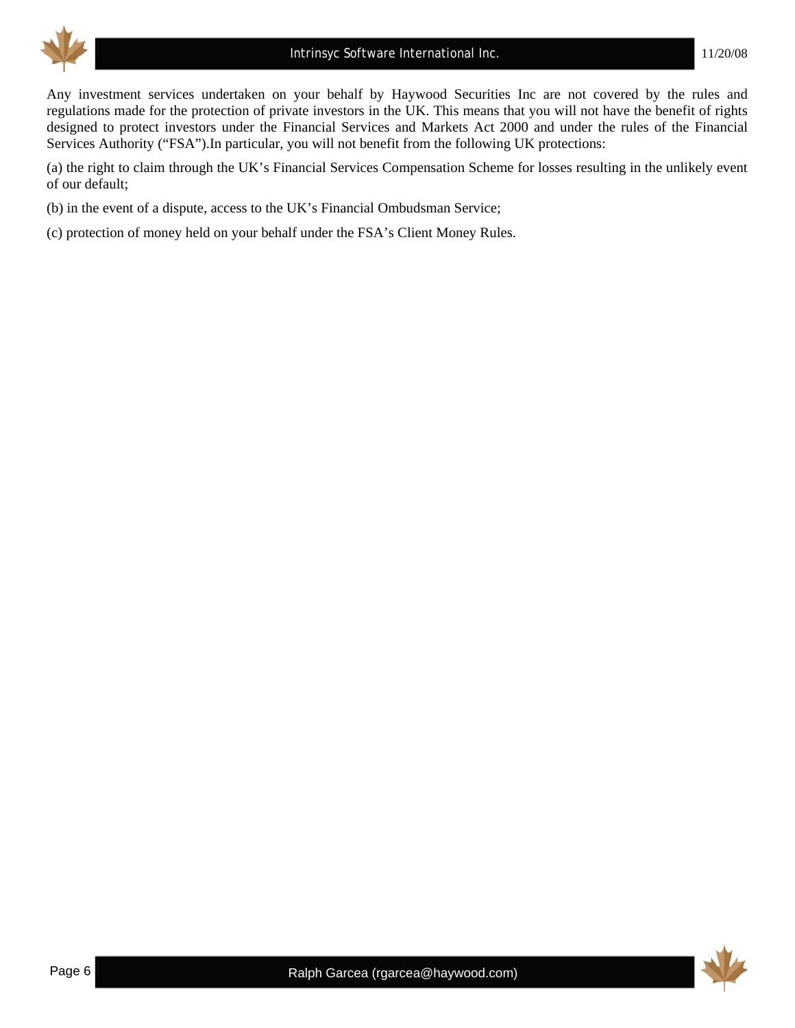Any investment services undertaken on your behalf by Haywood Securities Inc are not covered by the rules and regulations made for the protection of private investors in the UK. This means that you will not have the benefit of rights designed to protect investors under the Financial Services and Markets Act 2000 and under the rules of the Financial Services Authority ("FSA").In particular, you will not benefit from the following UK protections:

(a) the right to claim through the UK's Financial Services Compensation Scheme for losses resulting in the unlikely event of our default;

(b) in the event of a dispute, access to the UK's Financial Ombudsman Service;

(c) protection of money held on your behalf under the FSA's Client Money Rules.